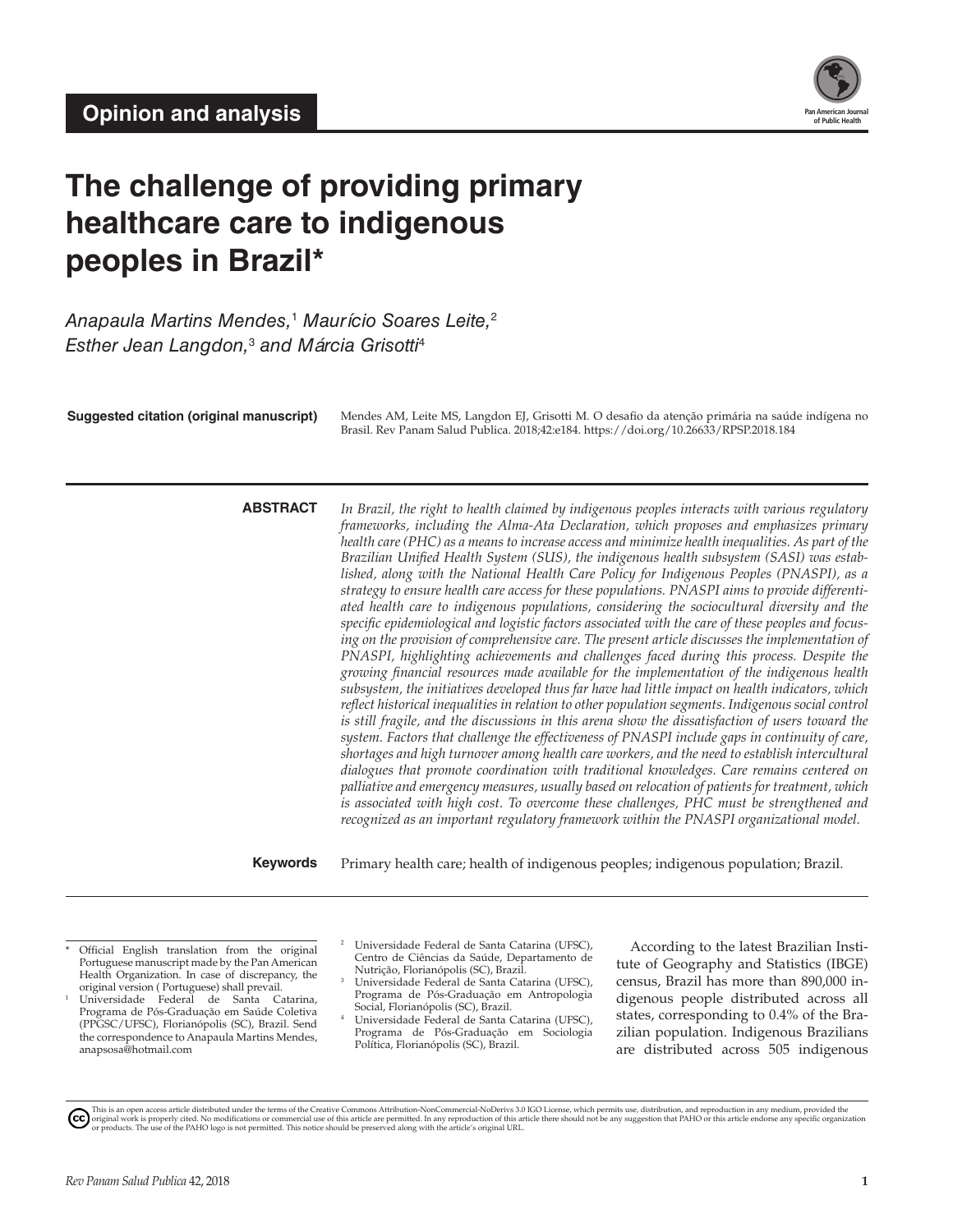**Opinion and analysis**

# The challenge of providing primary healthcare care to indigenous peoples in Brazil*

*Anapaula Martins Mendes,[1] Maurício Soares Leite,[2] Esther Jean Langdon,[3] and Márcia Grisotti[4]*

**Suggested citation (original manuscript)** Mendes AM, Leite MS, Langdon EJ, Grisotti M. O desafio da atenção primária na saúde indígena no Brasil. Rev Panam Salud Publica. 2018;42:e184. https://doi.org/10.26633/RPSP.2018.184

**ABSTRACT** *In Brazil, the right to health claimed by indigenous peoples interacts with various regulatory frameworks, including the Alma-Ata Declaration, which proposes and emphasizes primary health care (PHC) as a means to increase access and minimize health inequalities. As part of the Brazilian Unified Health System (SUS), the indigenous health subsystem (SASI) was established, along with the National Health Care Policy for Indigenous Peoples (PNASPI), as a strategy to ensure health care access for these populations. PNASPI aims to provide differentiated health care to indigenous populations, considering the sociocultural diversity and the specific epidemiological and logistic factors associated with the care of these peoples and focusing on the provision of comprehensive care. The present article discusses the implementation of PNASPI, highlighting achievements and challenges faced during this process. Despite the growing financial resources made available for the implementation of the indigenous health subsystem, the initiatives developed thus far have had little impact on health indicators, which reflect historical inequalities in relation to other population segments. Indigenous social control is still fragile, and the discussions in this arena show the dissatisfaction of users toward the system. Factors that challenge the effectiveness of PNASPI include gaps in continuity of care, shortages and high turnover among health care workers, and the need to establish intercultural dialogues that promote coordination with traditional knowledges. Care remains centered on palliative and emergency measures, usually based on relocation of patients for treatment, which is associated with high cost. To overcome these challenges, PHC must be strengthened and recognized as an important regulatory framework within the PNASPI organizational model.*

**Keywords** Primary health care; health of indigenous peoples; indigenous population; Brazil.

According to the latest Brazilian Institute of Geography and Statistics (IBGE) census, Brazil has more than 890,000 indigenous people distributed across all states, corresponding to 0.4% of the Brazilian population. Indigenous Brazilians are distributed across 505 indigenous

---

\* Official English translation from the original Portuguese manuscript made by the Pan American Health Organization. In case of discrepancy, the original version ( Portuguese) shall prevail.

[1] Universidade Federal de Santa Catarina, Programa de Pós-Graduação em Saúde Coletiva (PPGSC/UFSC), Florianópolis (SC), Brazil. Send the correspondence to Anapaula Martins Mendes, anapsosa@hotmail.com

[2] Universidade Federal de Santa Catarina (UFSC), Centro de Ciências da Saúde, Departamento de Nutrição, Florianópolis (SC), Brazil.

[3] Universidade Federal de Santa Catarina (UFSC), Programa de Pós-Graduação em Antropologia Social, Florianópolis (SC), Brazil.

[4] Universidade Federal de Santa Catarina (UFSC), Programa de Pós-Graduação em Sociologia Política, Florianópolis (SC), Brazil.

This is an open access article distributed under the terms of the Creative Commons Attribution-NonCommercial-NoDerivs 3.0 IGO License, which permits use, distribution, and reproduction in any medium, provided the original work is properly cited. No modifications or commercial use of this article are permitted. In any reproduction of this article there should not be any suggestion that PAHO or this article endorse any specific organization or products. The use of the PAHO logo is not permitted. This notice should be preserved along with the article's original URL.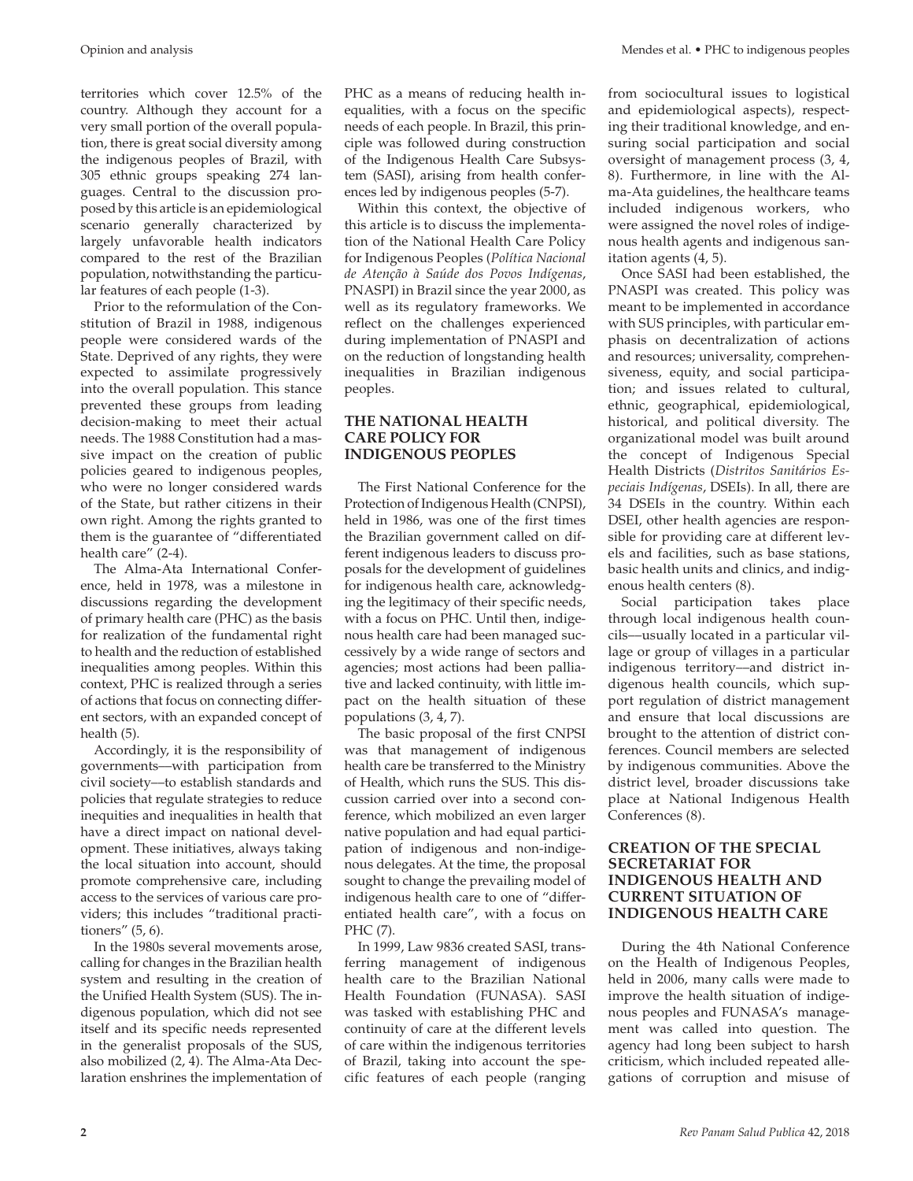territories which cover 12.5% of the country. Although they account for a very small portion of the overall population, there is great social diversity among the indigenous peoples of Brazil, with 305 ethnic groups speaking 274 languages. Central to the discussion proposed by this article is an epidemiological scenario generally characterized by largely unfavorable health indicators compared to the rest of the Brazilian population, notwithstanding the particular features of each people (1-3).

Prior to the reformulation of the Constitution of Brazil in 1988, indigenous people were considered wards of the State. Deprived of any rights, they were expected to assimilate progressively into the overall population. This stance prevented these groups from leading decision-making to meet their actual needs. The 1988 Constitution had a massive impact on the creation of public policies geared to indigenous peoples, who were no longer considered wards of the State, but rather citizens in their own right. Among the rights granted to them is the guarantee of "differentiated health care" (2-4).

The Alma-Ata International Conference, held in 1978, was a milestone in discussions regarding the development of primary health care (PHC) as the basis for realization of the fundamental right to health and the reduction of established inequalities among peoples. Within this context, PHC is realized through a series of actions that focus on connecting different sectors, with an expanded concept of health (5).

Accordingly, it is the responsibility of governments—with participation from civil society—to establish standards and policies that regulate strategies to reduce inequities and inequalities in health that have a direct impact on national development. These initiatives, always taking the local situation into account, should promote comprehensive care, including access to the services of various care providers; this includes "traditional practitioners" (5, 6).

In the 1980s several movements arose, calling for changes in the Brazilian health system and resulting in the creation of the Unified Health System (SUS). The indigenous population, which did not see itself and its specific needs represented in the generalist proposals of the SUS, also mobilized (2, 4). The Alma-Ata Declaration enshrines the implementation of PHC as a means of reducing health inequalities, with a focus on the specific needs of each people. In Brazil, this principle was followed during construction of the Indigenous Health Care Subsystem (SASI), arising from health conferences led by indigenous peoples (5-7).

Within this context, the objective of this article is to discuss the implementation of the National Health Care Policy for Indigenous Peoples (*Política Nacional de Atenção à Saúde dos Povos Indígenas*, PNASPI) in Brazil since the year 2000, as well as its regulatory frameworks. We reflect on the challenges experienced during implementation of PNASPI and on the reduction of longstanding health inequalities in Brazilian indigenous peoples.

## THE NATIONAL HEALTH CARE POLICY FOR INDIGENOUS PEOPLES

The First National Conference for the Protection of Indigenous Health (CNPSI), held in 1986, was one of the first times the Brazilian government called on different indigenous leaders to discuss proposals for the development of guidelines for indigenous health care, acknowledging the legitimacy of their specific needs, with a focus on PHC. Until then, indigenous health care had been managed successively by a wide range of sectors and agencies; most actions had been palliative and lacked continuity, with little impact on the health situation of these populations (3, 4, 7).

The basic proposal of the first CNPSI was that management of indigenous health care be transferred to the Ministry of Health, which runs the SUS. This discussion carried over into a second conference, which mobilized an even larger native population and had equal participation of indigenous and non-indigenous delegates. At the time, the proposal sought to change the prevailing model of indigenous health care to one of "differentiated health care", with a focus on PHC (7).

In 1999, Law 9836 created SASI, transferring management of indigenous health care to the Brazilian National Health Foundation (FUNASA). SASI was tasked with establishing PHC and continuity of care at the different levels of care within the indigenous territories of Brazil, taking into account the specific features of each people (ranging from sociocultural issues to logistical and epidemiological aspects), respecting their traditional knowledge, and ensuring social participation and social oversight of management process (3, 4, 8). Furthermore, in line with the Alma-Ata guidelines, the healthcare teams included indigenous workers, who were assigned the novel roles of indigenous health agents and indigenous sanitation agents (4, 5).

Once SASI had been established, the PNASPI was created. This policy was meant to be implemented in accordance with SUS principles, with particular emphasis on decentralization of actions and resources; universality, comprehensiveness, equity, and social participation; and issues related to cultural, ethnic, geographical, epidemiological, historical, and political diversity. The organizational model was built around the concept of Indigenous Special Health Districts (*Distritos Sanitários Especiais Indígenas*, DSEIs). In all, there are 34 DSEIs in the country. Within each DSEI, other health agencies are responsible for providing care at different levels and facilities, such as base stations, basic health units and clinics, and indigenous health centers (8).

Social participation takes place through local indigenous health councils—usually located in a particular village or group of villages in a particular indigenous territory—and district indigenous health councils, which support regulation of district management and ensure that local discussions are brought to the attention of district conferences. Council members are selected by indigenous communities. Above the district level, broader discussions take place at National Indigenous Health Conferences (8).

## CREATION OF THE SPECIAL SECRETARIAT FOR INDIGENOUS HEALTH AND CURRENT SITUATION OF INDIGENOUS HEALTH CARE

During the 4th National Conference on the Health of Indigenous Peoples, held in 2006, many calls were made to improve the health situation of indigenous peoples and FUNASA's management was called into question. The agency had long been subject to harsh criticism, which included repeated allegations of corruption and misuse of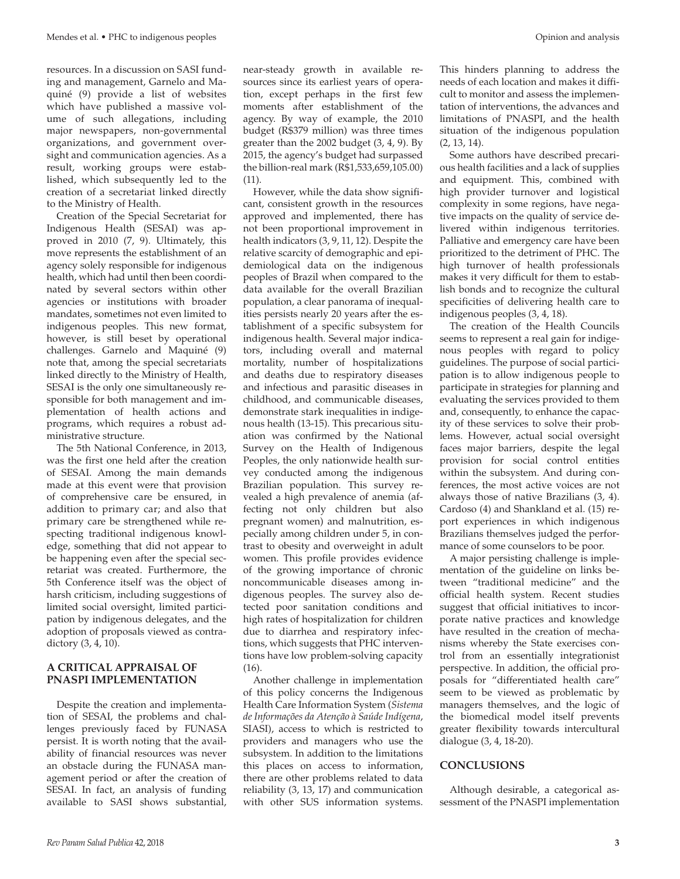resources. In a discussion on SASI funding and management, Garnelo and Maquiné (9) provide a list of websites which have published a massive volume of such allegations, including major newspapers, non-governmental organizations, and government oversight and communication agencies. As a result, working groups were established, which subsequently led to the creation of a secretariat linked directly to the Ministry of Health.

Creation of the Special Secretariat for Indigenous Health (SESAI) was approved in 2010 (7, 9). Ultimately, this move represents the establishment of an agency solely responsible for indigenous health, which had until then been coordinated by several sectors within other agencies or institutions with broader mandates, sometimes not even limited to indigenous peoples. This new format, however, is still beset by operational challenges. Garnelo and Maquiné (9) note that, among the special secretariats linked directly to the Ministry of Health, SESAI is the only one simultaneously responsible for both management and implementation of health actions and programs, which requires a robust administrative structure.

The 5th National Conference, in 2013, was the first one held after the creation of SESAI. Among the main demands made at this event were that provision of comprehensive care be ensured, in addition to primary car; and also that primary care be strengthened while respecting traditional indigenous knowledge, something that did not appear to be happening even after the special secretariat was created. Furthermore, the 5th Conference itself was the object of harsh criticism, including suggestions of limited social oversight, limited participation by indigenous delegates, and the adoption of proposals viewed as contradictory (3, 4, 10).

## A CRITICAL APPRAISAL OF PNASPI IMPLEMENTATION

Despite the creation and implementation of SESAI, the problems and challenges previously faced by FUNASA persist. It is worth noting that the availability of financial resources was never an obstacle during the FUNASA management period or after the creation of SESAI. In fact, an analysis of funding available to SASI shows substantial, near-steady growth in available resources since its earliest years of operation, except perhaps in the first few moments after establishment of the agency. By way of example, the 2010 budget (R$379 million) was three times greater than the 2002 budget (3, 4, 9). By 2015, the agency's budget had surpassed the billion-real mark (R$1,533,659,105.00) (11).

However, while the data show significant, consistent growth in the resources approved and implemented, there has not been proportional improvement in health indicators (3, 9, 11, 12). Despite the relative scarcity of demographic and epidemiological data on the indigenous peoples of Brazil when compared to the data available for the overall Brazilian population, a clear panorama of inequalities persists nearly 20 years after the establishment of a specific subsystem for indigenous health. Several major indicators, including overall and maternal mortality, number of hospitalizations and deaths due to respiratory diseases and infectious and parasitic diseases in childhood, and communicable diseases, demonstrate stark inequalities in indigenous health (13-15). This precarious situation was confirmed by the National Survey on the Health of Indigenous Peoples, the only nationwide health survey conducted among the indigenous Brazilian population. This survey revealed a high prevalence of anemia (affecting not only children but also pregnant women) and malnutrition, especially among children under 5, in contrast to obesity and overweight in adult women. This profile provides evidence of the growing importance of chronic noncommunicable diseases among indigenous peoples. The survey also detected poor sanitation conditions and high rates of hospitalization for children due to diarrhea and respiratory infections, which suggests that PHC interventions have low problem-solving capacity (16).

Another challenge in implementation of this policy concerns the Indigenous Health Care Information System (*Sistema de Informações da Atenção à Saúde Indígena*, SIASI), access to which is restricted to providers and managers who use the subsystem. In addition to the limitations this places on access to information, there are other problems related to data reliability (3, 13, 17) and communication with other SUS information systems. This hinders planning to address the needs of each location and makes it difficult to monitor and assess the implementation of interventions, the advances and limitations of PNASPI, and the health situation of the indigenous population (2, 13, 14).

Some authors have described precarious health facilities and a lack of supplies and equipment. This, combined with high provider turnover and logistical complexity in some regions, have negative impacts on the quality of service delivered within indigenous territories. Palliative and emergency care have been prioritized to the detriment of PHC. The high turnover of health professionals makes it very difficult for them to establish bonds and to recognize the cultural specificities of delivering health care to indigenous peoples (3, 4, 18).

The creation of the Health Councils seems to represent a real gain for indigenous peoples with regard to policy guidelines. The purpose of social participation is to allow indigenous people to participate in strategies for planning and evaluating the services provided to them and, consequently, to enhance the capacity of these services to solve their problems. However, actual social oversight faces major barriers, despite the legal provision for social control entities within the subsystem. And during conferences, the most active voices are not always those of native Brazilians (3, 4). Cardoso (4) and Shankland et al. (15) report experiences in which indigenous Brazilians themselves judged the performance of some counselors to be poor.

A major persisting challenge is implementation of the guideline on links between "traditional medicine" and the official health system. Recent studies suggest that official initiatives to incorporate native practices and knowledge have resulted in the creation of mechanisms whereby the State exercises control from an essentially integrationist perspective. In addition, the official proposals for "differentiated health care" seem to be viewed as problematic by managers themselves, and the logic of the biomedical model itself prevents greater flexibility towards intercultural dialogue (3, 4, 18-20).

## CONCLUSIONS

Although desirable, a categorical assessment of the PNASPI implementation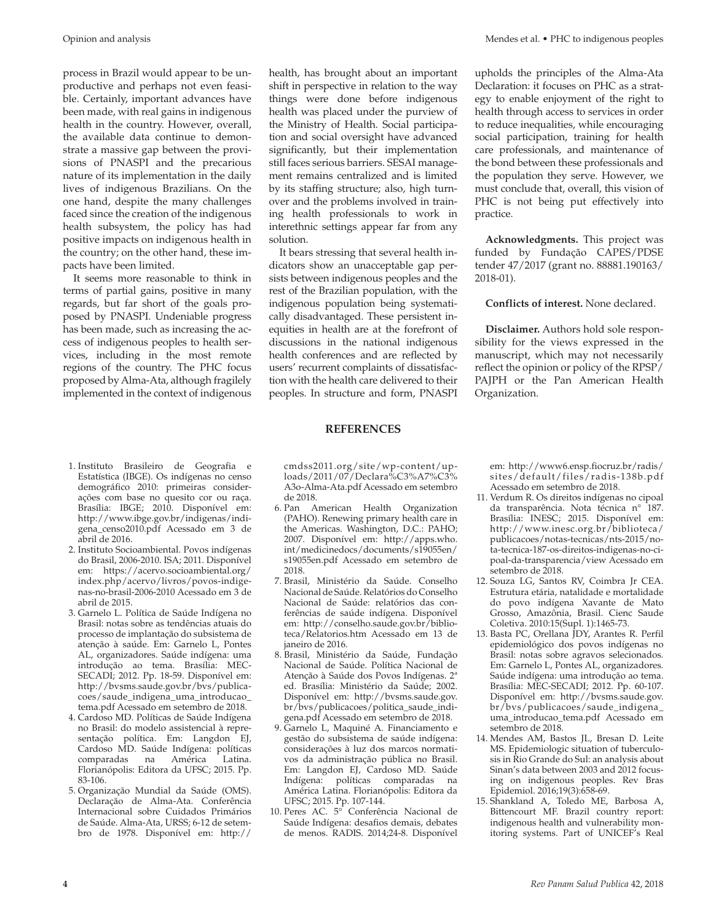process in Brazil would appear to be unproductive and perhaps not even feasible. Certainly, important advances have been made, with real gains in indigenous health in the country. However, overall, the available data continue to demonstrate a massive gap between the provisions of PNASPI and the precarious nature of its implementation in the daily lives of indigenous Brazilians. On the one hand, despite the many challenges faced since the creation of the indigenous health subsystem, the policy has had positive impacts on indigenous health in the country; on the other hand, these impacts have been limited.

It seems more reasonable to think in terms of partial gains, positive in many regards, but far short of the goals proposed by PNASPI. Undeniable progress has been made, such as increasing the access of indigenous peoples to health services, including in the most remote regions of the country. The PHC focus proposed by Alma-Ata, although fragilely implemented in the context of indigenous health, has brought about an important shift in perspective in relation to the way things were done before indigenous health was placed under the purview of the Ministry of Health. Social participation and social oversight have advanced significantly, but their implementation still faces serious barriers. SESAI management remains centralized and is limited by its staffing structure; also, high turnover and the problems involved in training health professionals to work in interethnic settings appear far from any solution.

It bears stressing that several health indicators show an unacceptable gap persists between indigenous peoples and the rest of the Brazilian population, with the indigenous population being systematically disadvantaged. These persistent inequities in health are at the forefront of discussions in the national indigenous health conferences and are reflected by users' recurrent complaints of dissatisfaction with the health care delivered to their peoples. In structure and form, PNASPI upholds the principles of the Alma-Ata Declaration: it focuses on PHC as a strategy to enable enjoyment of the right to health through access to services in order to reduce inequalities, while encouraging social participation, training for health care professionals, and maintenance of the bond between these professionals and the population they serve. However, we must conclude that, overall, this vision of PHC is not being put effectively into practice.

**Acknowledgments.** This project was funded by Fundação CAPES/PDSE tender 47/2017 (grant no. 88881.190163/2018-01).

**Conflicts of interest.** None declared.

**Disclaimer.** Authors hold sole responsibility for the views expressed in the manuscript, which may not necessarily reflect the opinion or policy of the RPSP/PAJPH or the Pan American Health Organization.

## REFERENCES

1. Instituto Brasileiro de Geografia e Estatística (IBGE). Os indígenas no censo demográfico 2010: primeiras considerações com base no quesito cor ou raça. Brasília: IBGE; 2010. Disponível em: http://www.ibge.gov.br/indigenas/indigena_censo2010.pdf Acessado em 3 de abril de 2016.
2. Instituto Socioambiental. Povos indígenas do Brasil, 2006-2010. ISA; 2011. Disponível em: https://acervo.socioambiental.org/index.php/acervo/livros/povos-indigenas-no-brasil-2006-2010 Acessado em 3 de abril de 2015.
3. Garnelo L. Política de Saúde Indígena no Brasil: notas sobre as tendências atuais do processo de implantação do subsistema de atenção à saúde. Em: Garnelo L, Pontes AL, organizadores. Saúde indígena: uma introdução ao tema. Brasília: MEC-SECADI; 2012. Pp. 18-59. Disponível em: http://bvsms.saude.gov.br/bvs/publicacoes/saude_indigena_uma_introducao_tema.pdf Acessado em setembro de 2018.
4. Cardoso MD. Políticas de Saúde Indígena no Brasil: do modelo assistencial à representação política. Em: Langdon EJ, Cardoso MD. Saúde Indígena: políticas comparadas na América Latina. Florianópolis: Editora da UFSC; 2015. Pp. 83-106.
5. Organização Mundial da Saúde (OMS). Declaração de Alma-Ata. Conferência Internacional sobre Cuidados Primários de Saúde. Alma-Ata, URSS; 6-12 de setembro de 1978. Disponível em: http://cmdss2011.org/site/wp-content/uploads/2011/07/Declara%C3%A7%C3%A3o-Alma-Ata.pdf Acessado em setembro de 2018.
6. Pan American Health Organization (PAHO). Renewing primary health care in the Americas. Washington, D.C.: PAHO; 2007. Disponível em: http://apps.who.int/medicinedocs/documents/s19055en/s19055en.pdf Acessado em setembro de 2018.
7. Brasil, Ministério da Saúde. Conselho Nacional de Saúde. Relatórios do Conselho Nacional de Saúde: relatórios das conferências de saúde indígena. Disponível em: http://conselho.saude.gov.br/biblioteca/Relatorios.htm Acessado em 13 de janeiro de 2016.
8. Brasil, Ministério da Saúde, Fundação Nacional de Saúde. Política Nacional de Atenção à Saúde dos Povos Indígenas. 2ª ed. Brasília: Ministério da Saúde; 2002. Disponível em: http://bvsms.saude.gov.br/bvs/publicacoes/politica_saude_indigena.pdf Acessado em setembro de 2018.
9. Garnelo L, Maquiné A. Financiamento e gestão do subsistema de saúde indígena: considerações à luz dos marcos normativos da administração pública no Brasil. Em: Langdon EJ, Cardoso MD. Saúde Indígena: políticas comparadas na América Latina. Florianópolis: Editora da UFSC; 2015. Pp. 107-144.
10. Peres AC. 5° Conferência Nacional de Saúde Indígena: desafios demais, debates de menos. RADIS. 2014;24-8. Disponível em: http://www6.ensp.fiocruz.br/radis/sites/default/files/radis-138b.pdf Acessado em setembro de 2018.
11. Verdum R. Os direitos indígenas no cipoal da transparência. Nota técnica n° 187. Brasília: INESC; 2015. Disponível em: http://www.inesc.org.br/biblioteca/publicacoes/notas-tecnicas/nts-2015/nota-tecnica-187-os-direitos-indigenas-no-cipoal-da-transparencia/view Acessado em setembro de 2018.
12. Souza LG, Santos RV, Coimbra Jr CEA. Estrutura etária, natalidade e mortalidade do povo indígena Xavante de Mato Grosso, Amazônia, Brasil. Cienc Saude Coletiva. 2010:15(Supl. 1):1465-73.
13. Basta PC, Orellana JDY, Arantes R. Perfil epidemiológico dos povos indígenas no Brasil: notas sobre agravos selecionados. Em: Garnelo L, Pontes AL, organizadores. Saúde indígena: uma introdução ao tema. Brasília: MEC-SECADI; 2012. Pp. 60-107. Disponível em: http://bvsms.saude.gov.br/bvs/publicacoes/saude_indigena_uma_introducao_tema.pdf Acessado em setembro de 2018.
14. Mendes AM, Bastos JL, Bresan D. Leite MS. Epidemiologic situation of tuberculosis in Rio Grande do Sul: an analysis about Sinan's data between 2003 and 2012 focusing on indigenous peoples. Rev Bras Epidemiol. 2016;19(3):658-69.
15. Shankland A, Toledo ME, Barbosa A, Bittencourt MF. Brazil country report: indigenous health and vulnerability monitoring systems. Part of UNICEF's Real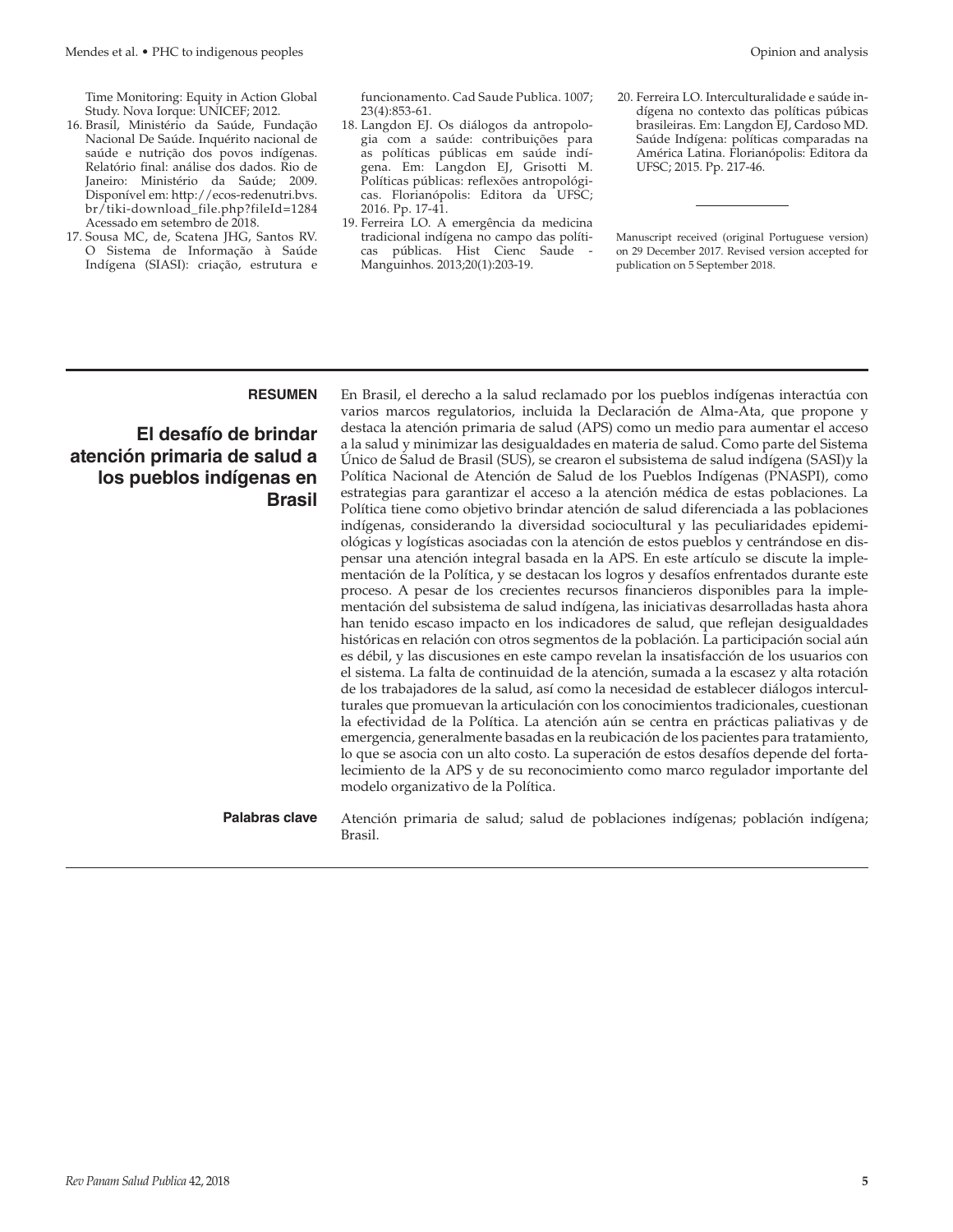Time Monitoring: Equity in Action Global Study. Nova Iorque: UNICEF; 2012.

16. Brasil, Ministério da Saúde, Fundação Nacional De Saúde. Inquérito nacional de saúde e nutrição dos povos indígenas. Relatório final: análise dos dados. Rio de Janeiro: Ministério da Saúde; 2009. Disponível em: http://ecos-redenutri.bvs.br/tiki-download_file.php?fileId=1284 Acessado em setembro de 2018.
17. Sousa MC, de, Scatena JHG, Santos RV. O Sistema de Informação à Saúde Indígena (SIASI): criação, estrutura e funcionamento. Cad Saude Publica. 1007; 23(4):853-61.
18. Langdon EJ. Os diálogos da antropologia com a saúde: contribuições para as políticas públicas em saúde indígena. Em: Langdon EJ, Grisotti M. Políticas públicas: reflexões antropológicas. Florianópolis: Editora da UFSC; 2016. Pp. 17-41.
19. Ferreira LO. A emergência da medicina tradicional indígena no campo das políticas públicas. Hist Cienc Saude - Manguinhos. 2013;20(1):203-19.
20. Ferreira LO. Interculturalidade e saúde indígena no contexto das políticas púbicas brasileiras. Em: Langdon EJ, Cardoso MD. Saúde Indígena: políticas comparadas na América Latina. Florianópolis: Editora da UFSC; 2015. Pp. 217-46.

---

Manuscript received (original Portuguese version) on 29 December 2017. Revised version accepted for publication on 5 September 2018.

---

**RESUMEN**

## El desafío de brindar atención primaria de salud a los pueblos indígenas en Brasil

En Brasil, el derecho a la salud reclamado por los pueblos indígenas interactúa con varios marcos regulatorios, incluida la Declaración de Alma-Ata, que propone y destaca la atención primaria de salud (APS) como un medio para aumentar el acceso a la salud y minimizar las desigualdades en materia de salud. Como parte del Sistema Único de Salud de Brasil (SUS), se crearon el subsistema de salud indígena (SASI)y la Política Nacional de Atención de Salud de los Pueblos Indígenas (PNASPI), como estrategias para garantizar el acceso a la atención médica de estas poblaciones. La Política tiene como objetivo brindar atención de salud diferenciada a las poblaciones indígenas, considerando la diversidad sociocultural y las peculiaridades epidemiológicas y logísticas asociadas con la atención de estos pueblos y centrándose en dispensar una atención integral basada en la APS. En este artículo se discute la implementación de la Política, y se destacan los logros y desafíos enfrentados durante este proceso. A pesar de los crecientes recursos financieros disponibles para la implementación del subsistema de salud indígena, las iniciativas desarrolladas hasta ahora han tenido escaso impacto en los indicadores de salud, que reflejan desigualdades históricas en relación con otros segmentos de la población. La participación social aún es débil, y las discusiones en este campo revelan la insatisfacción de los usuarios con el sistema. La falta de continuidad de la atención, sumada a la escasez y alta rotación de los trabajadores de la salud, así como la necesidad de establecer diálogos interculturales que promuevan la articulación con los conocimientos tradicionales, cuestionan la efectividad de la Política. La atención aún se centra en prácticas paliativas y de emergencia, generalmente basadas en la reubicación de los pacientes para tratamiento, lo que se asocia con un alto costo. La superación de estos desafíos depende del fortalecimiento de la APS y de su reconocimiento como marco regulador importante del modelo organizativo de la Política.

**Palabras clave** Atención primaria de salud; salud de poblaciones indígenas; población indígena; Brasil.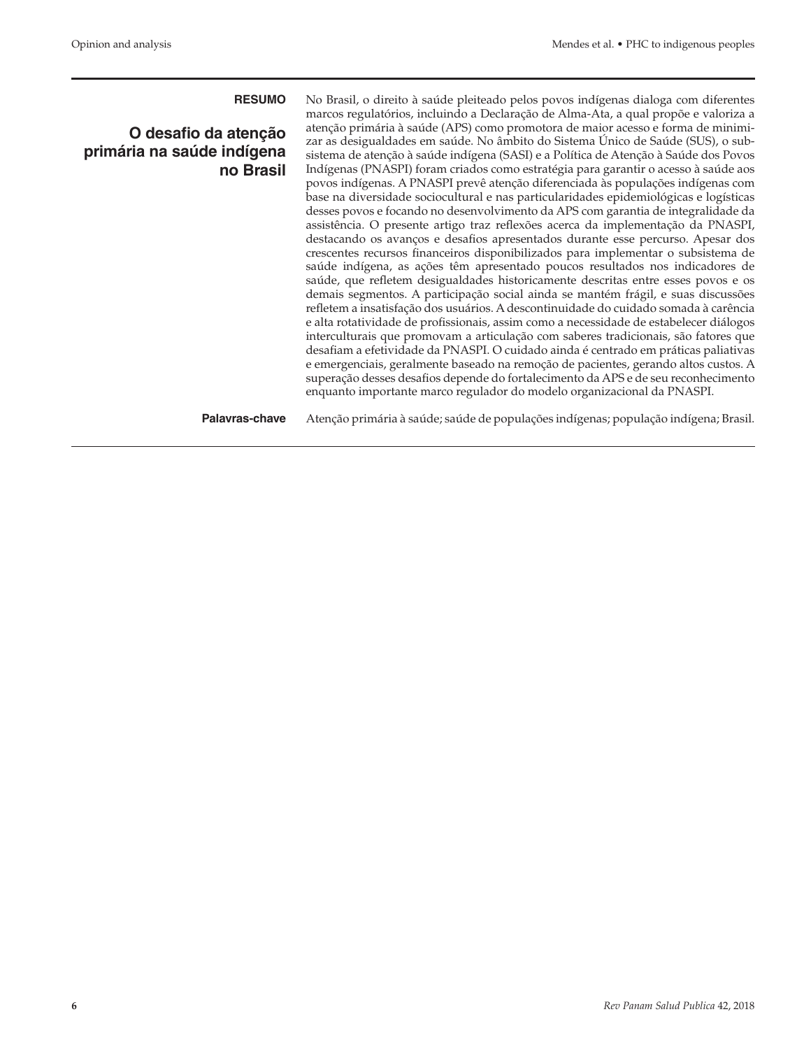## RESUMO

### O desafio da atenção primária na saúde indígena no Brasil

No Brasil, o direito à saúde pleiteado pelos povos indígenas dialoga com diferentes marcos regulatórios, incluindo a Declaração de Alma-Ata, a qual propõe e valoriza a atenção primária à saúde (APS) como promotora de maior acesso e forma de minimizar as desigualdades em saúde. No âmbito do Sistema Único de Saúde (SUS), o subsistema de atenção à saúde indígena (SASI) e a Política de Atenção à Saúde dos Povos Indígenas (PNASPI) foram criados como estratégia para garantir o acesso à saúde aos povos indígenas. A PNASPI prevê atenção diferenciada às populações indígenas com base na diversidade sociocultural e nas particularidades epidemiológicas e logísticas desses povos e focando no desenvolvimento da APS com garantia de integralidade da assistência. O presente artigo traz reflexões acerca da implementação da PNASPI, destacando os avanços e desafios apresentados durante esse percurso. Apesar dos crescentes recursos financeiros disponibilizados para implementar o subsistema de saúde indígena, as ações têm apresentado poucos resultados nos indicadores de saúde, que refletem desigualdades historicamente descritas entre esses povos e os demais segmentos. A participação social ainda se mantém frágil, e suas discussões refletem a insatisfação dos usuários. A descontinuidade do cuidado somada à carência e alta rotatividade de profissionais, assim como a necessidade de estabelecer diálogos interculturais que promovam a articulação com saberes tradicionais, são fatores que desafiam a efetividade da PNASPI. O cuidado ainda é centrado em práticas paliativas e emergenciais, geralmente baseado na remoção de pacientes, gerando altos custos. A superação desses desafios depende do fortalecimento da APS e de seu reconhecimento enquanto importante marco regulador do modelo organizacional da PNASPI.

**Palavras-chave** Atenção primária à saúde; saúde de populações indígenas; população indígena; Brasil.